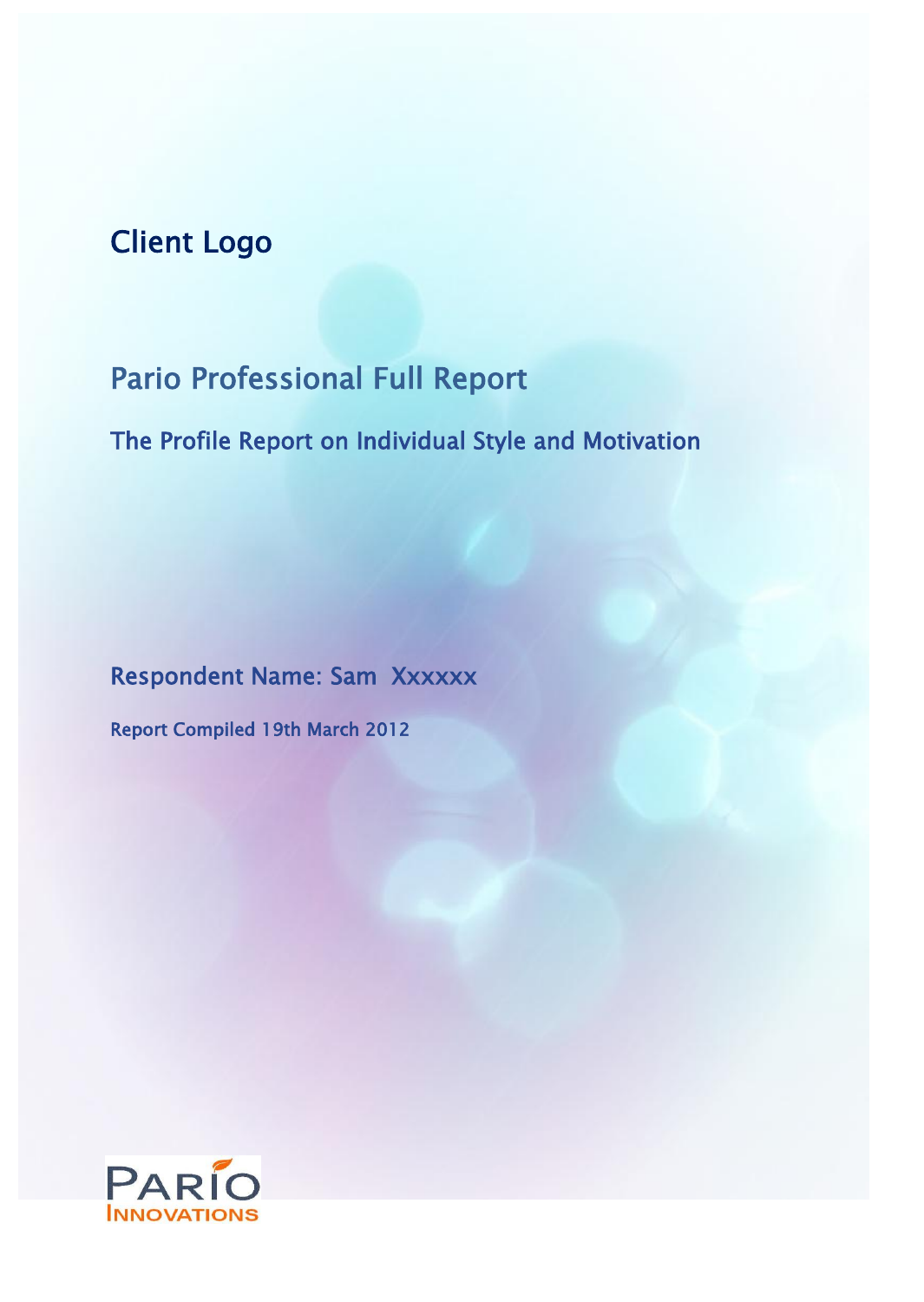Client Logo

# Pario Professional Full Report

## The Profile Report on Individual Style and Motivation

Respondent Name: Sam Xxxxxx

Report Compiled 19th March 2012

PARIO INNOVATIONS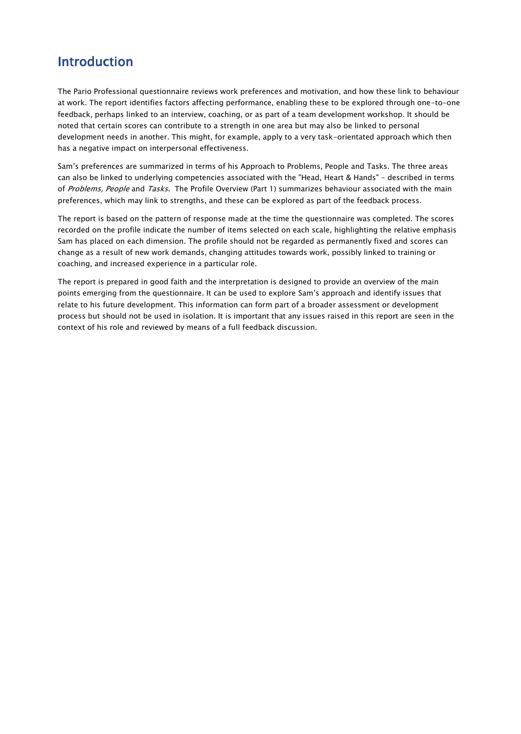## Introduction

The Pario Professional questionnaire reviews work preferences and motivation, and how these link to behaviour at work. The report identifies factors affecting performance, enabling these to be explored through one-to-one feedback, perhaps linked to an interview, coaching, or as part of a team development workshop. It should be noted that certain scores can contribute to a strength in one area but may also be linked to personal development needs in another. This might, for example, apply to a very task-orientated approach which then has a negative impact on interpersonal effectiveness.

Sam's preferences are summarized in terms of his Approach to Problems, People and Tasks. The three areas can also be linked to underlying competencies associated with the "Head, Heart & Hands" - described in terms of *Problems, People* and *Tasks.* The Profile Overview (Part 1) summarizes behaviour associated with the main preferences, which may link to strengths, and these can be explored as part of the feedback process.

The report is based on the pattern of response made at the time the questionnaire was completed. The scores recorded on the profile indicate the number of items selected on each scale, highlighting the relative emphasis Sam has placed on each dimension. The profile should not be regarded as permanently fixed and scores can change as a result of new work demands, changing attitudes towards work, possibly linked to training or coaching, and increased experience in a particular role.

The report is prepared in good faith and the interpretation is designed to provide an overview of the main points emerging from the questionnaire. It can be used to explore Sam's approach and identify issues that relate to his future development. This information can form part of a broader assessment or development process but should not be used in isolation. It is important that any issues raised in this report are seen in the context of his role and reviewed by means of a full feedback discussion.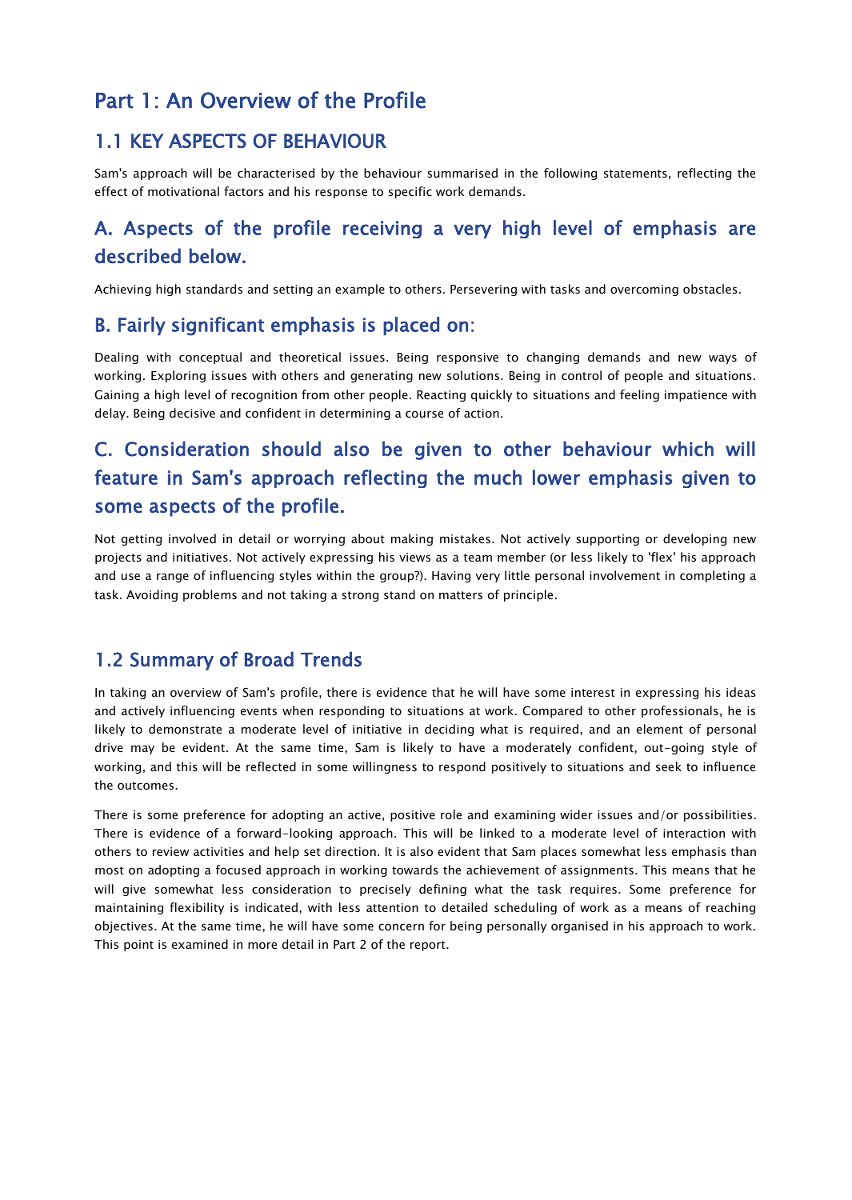# Part 1: An Overview of the Profile

## 1.1 KEY ASPECTS OF BEHAVIOUR

Sam's approach will be characterised by the behaviour summarised in the following statements, reflecting the effect of motivational factors and his response to specific work demands.

### A. Aspects of the profile receiving a very high level of emphasis are described below.

Achieving high standards and setting an example to others. Persevering with tasks and overcoming obstacles.

### B. Fairly significant emphasis is placed on:

Dealing with conceptual and theoretical issues. Being responsive to changing demands and new ways of working. Exploring issues with others and generating new solutions. Being in control of people and situations. Gaining a high level of recognition from other people. Reacting quickly to situations and feeling impatience with delay. Being decisive and confident in determining a course of action.

### C. Consideration should also be given to other behaviour which will feature in Sam's approach reflecting the much lower emphasis given to some aspects of the profile.

Not getting involved in detail or worrying about making mistakes. Not actively supporting or developing new projects and initiatives. Not actively expressing his views as a team member (or less likely to 'flex' his approach and use a range of influencing styles within the group?). Having very little personal involvement in completing a task. Avoiding problems and not taking a strong stand on matters of principle.

## 1.2 Summary of Broad Trends

In taking an overview of Sam's profile, there is evidence that he will have some interest in expressing his ideas and actively influencing events when responding to situations at work. Compared to other professionals, he is likely to demonstrate a moderate level of initiative in deciding what is required, and an element of personal drive may be evident. At the same time, Sam is likely to have a moderately confident, out-going style of working, and this will be reflected in some willingness to respond positively to situations and seek to influence the outcomes.

There is some preference for adopting an active, positive role and examining wider issues and/or possibilities. There is evidence of a forward-looking approach. This will be linked to a moderate level of interaction with others to review activities and help set direction. It is also evident that Sam places somewhat less emphasis than most on adopting a focused approach in working towards the achievement of assignments. This means that he will give somewhat less consideration to precisely defining what the task requires. Some preference for maintaining flexibility is indicated, with less attention to detailed scheduling of work as a means of reaching objectives. At the same time, he will have some concern for being personally organised in his approach to work. This point is examined in more detail in Part 2 of the report.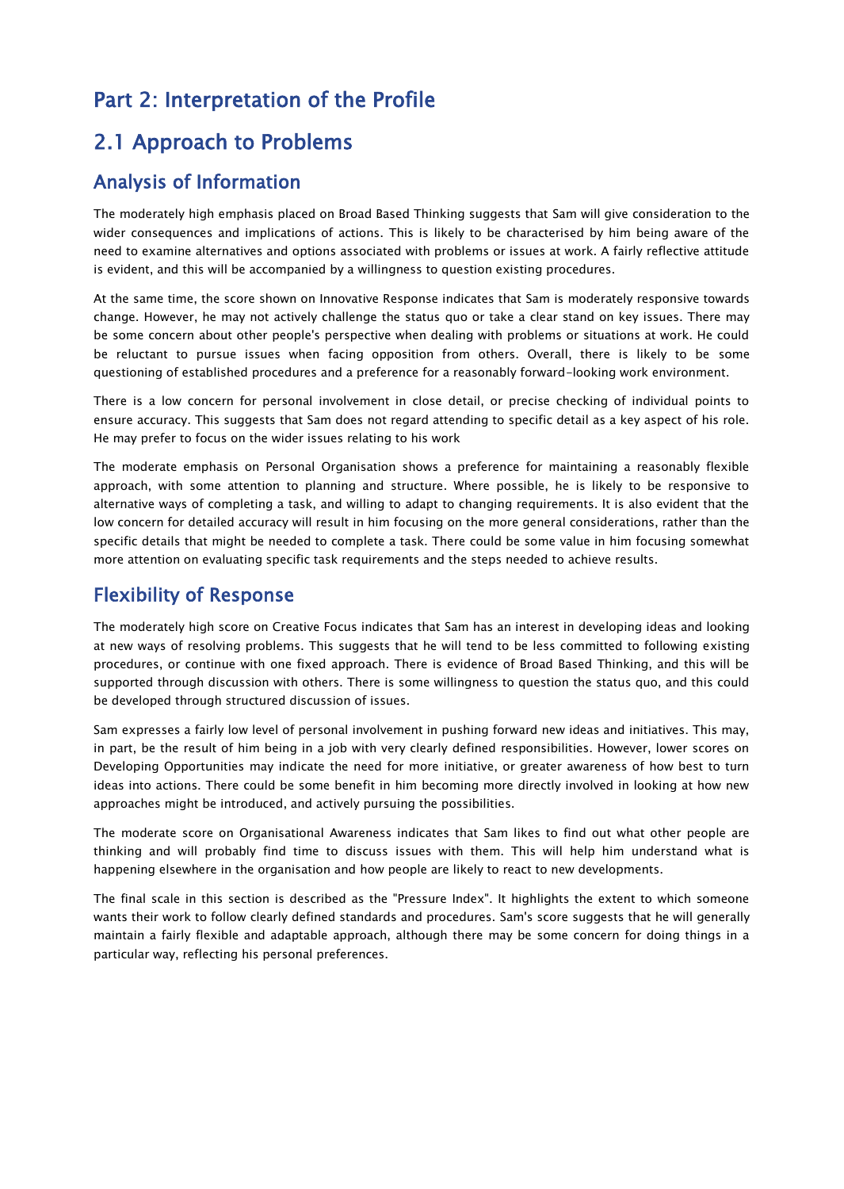# Part 2: Interpretation of the Profile

## 2.1 Approach to Problems

### Analysis of Information

The moderately high emphasis placed on Broad Based Thinking suggests that Sam will give consideration to the wider consequences and implications of actions. This is likely to be characterised by him being aware of the need to examine alternatives and options associated with problems or issues at work. A fairly reflective attitude is evident, and this will be accompanied by a willingness to question existing procedures.

At the same time, the score shown on Innovative Response indicates that Sam is moderately responsive towards change. However, he may not actively challenge the status quo or take a clear stand on key issues. There may be some concern about other people's perspective when dealing with problems or situations at work. He could be reluctant to pursue issues when facing opposition from others. Overall, there is likely to be some questioning of established procedures and a preference for a reasonably forward-looking work environment.

There is a low concern for personal involvement in close detail, or precise checking of individual points to ensure accuracy. This suggests that Sam does not regard attending to specific detail as a key aspect of his role. He may prefer to focus on the wider issues relating to his work

The moderate emphasis on Personal Organisation shows a preference for maintaining a reasonably flexible approach, with some attention to planning and structure. Where possible, he is likely to be responsive to alternative ways of completing a task, and willing to adapt to changing requirements. It is also evident that the low concern for detailed accuracy will result in him focusing on the more general considerations, rather than the specific details that might be needed to complete a task. There could be some value in him focusing somewhat more attention on evaluating specific task requirements and the steps needed to achieve results.

### Flexibility of Response

The moderately high score on Creative Focus indicates that Sam has an interest in developing ideas and looking at new ways of resolving problems. This suggests that he will tend to be less committed to following existing procedures, or continue with one fixed approach. There is evidence of Broad Based Thinking, and this will be supported through discussion with others. There is some willingness to question the status quo, and this could be developed through structured discussion of issues.

Sam expresses a fairly low level of personal involvement in pushing forward new ideas and initiatives. This may, in part, be the result of him being in a job with very clearly defined responsibilities. However, lower scores on Developing Opportunities may indicate the need for more initiative, or greater awareness of how best to turn ideas into actions. There could be some benefit in him becoming more directly involved in looking at how new approaches might be introduced, and actively pursuing the possibilities.

The moderate score on Organisational Awareness indicates that Sam likes to find out what other people are thinking and will probably find time to discuss issues with them. This will help him understand what is happening elsewhere in the organisation and how people are likely to react to new developments.

The final scale in this section is described as the "Pressure Index". It highlights the extent to which someone wants their work to follow clearly defined standards and procedures. Sam's score suggests that he will generally maintain a fairly flexible and adaptable approach, although there may be some concern for doing things in a particular way, reflecting his personal preferences.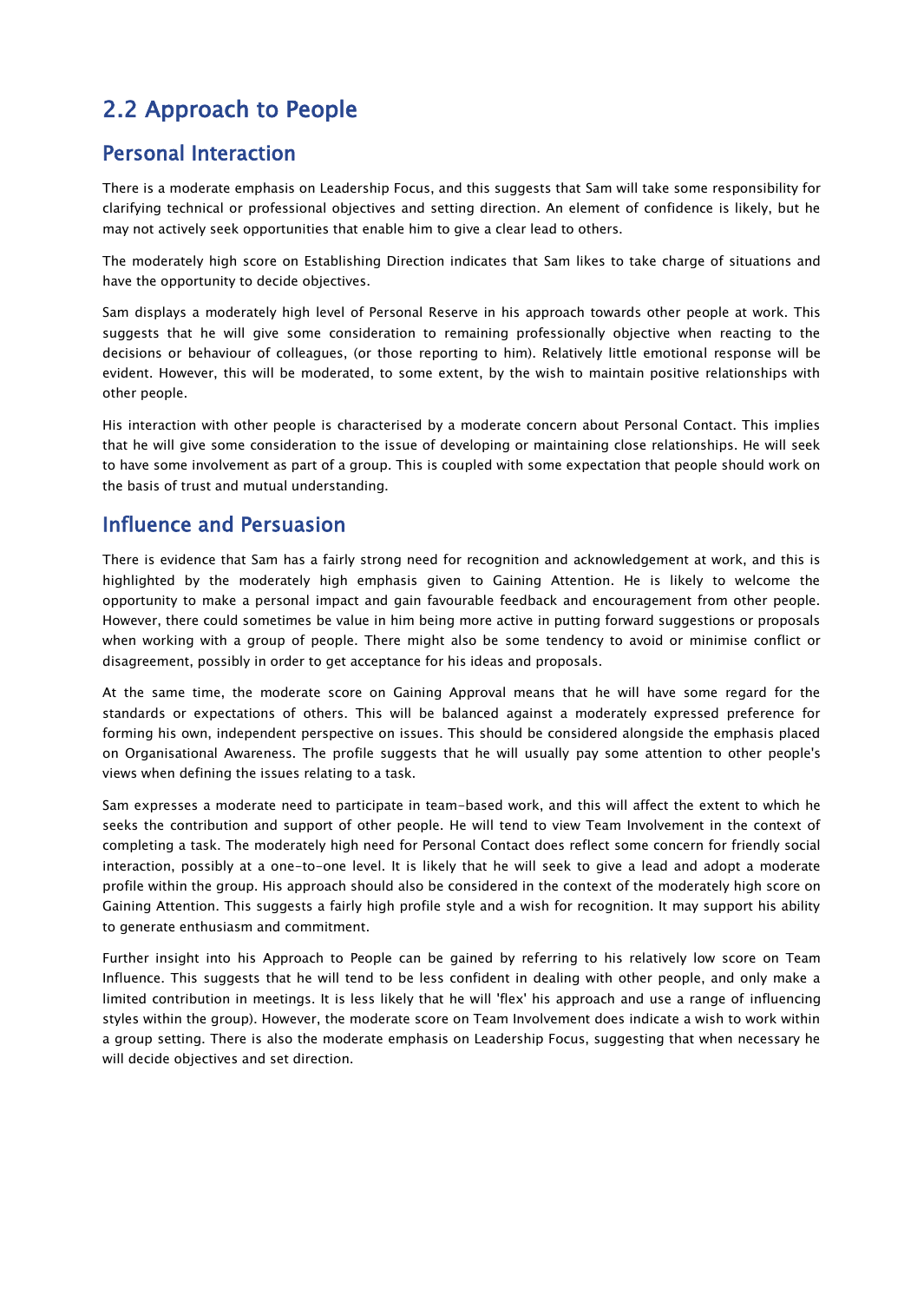## 2.2 Approach to People

### Personal Interaction

There is a moderate emphasis on Leadership Focus, and this suggests that Sam will take some responsibility for clarifying technical or professional objectives and setting direction. An element of confidence is likely, but he may not actively seek opportunities that enable him to give a clear lead to others.

The moderately high score on Establishing Direction indicates that Sam likes to take charge of situations and have the opportunity to decide objectives.

Sam displays a moderately high level of Personal Reserve in his approach towards other people at work. This suggests that he will give some consideration to remaining professionally objective when reacting to the decisions or behaviour of colleagues, (or those reporting to him). Relatively little emotional response will be evident. However, this will be moderated, to some extent, by the wish to maintain positive relationships with other people.

His interaction with other people is characterised by a moderate concern about Personal Contact. This implies that he will give some consideration to the issue of developing or maintaining close relationships. He will seek to have some involvement as part of a group. This is coupled with some expectation that people should work on the basis of trust and mutual understanding.

### Influence and Persuasion

There is evidence that Sam has a fairly strong need for recognition and acknowledgement at work, and this is highlighted by the moderately high emphasis given to Gaining Attention. He is likely to welcome the opportunity to make a personal impact and gain favourable feedback and encouragement from other people. However, there could sometimes be value in him being more active in putting forward suggestions or proposals when working with a group of people. There might also be some tendency to avoid or minimise conflict or disagreement, possibly in order to get acceptance for his ideas and proposals.

At the same time, the moderate score on Gaining Approval means that he will have some regard for the standards or expectations of others. This will be balanced against a moderately expressed preference for forming his own, independent perspective on issues. This should be considered alongside the emphasis placed on Organisational Awareness. The profile suggests that he will usually pay some attention to other people's views when defining the issues relating to a task.

Sam expresses a moderate need to participate in team-based work, and this will affect the extent to which he seeks the contribution and support of other people. He will tend to view Team Involvement in the context of completing a task. The moderately high need for Personal Contact does reflect some concern for friendly social interaction, possibly at a one-to-one level. It is likely that he will seek to give a lead and adopt a moderate profile within the group. His approach should also be considered in the context of the moderately high score on Gaining Attention. This suggests a fairly high profile style and a wish for recognition. It may support his ability to generate enthusiasm and commitment.

Further insight into his Approach to People can be gained by referring to his relatively low score on Team Influence. This suggests that he will tend to be less confident in dealing with other people, and only make a limited contribution in meetings. It is less likely that he will 'flex' his approach and use a range of influencing styles within the group). However, the moderate score on Team Involvement does indicate a wish to work within a group setting. There is also the moderate emphasis on Leadership Focus, suggesting that when necessary he will decide objectives and set direction.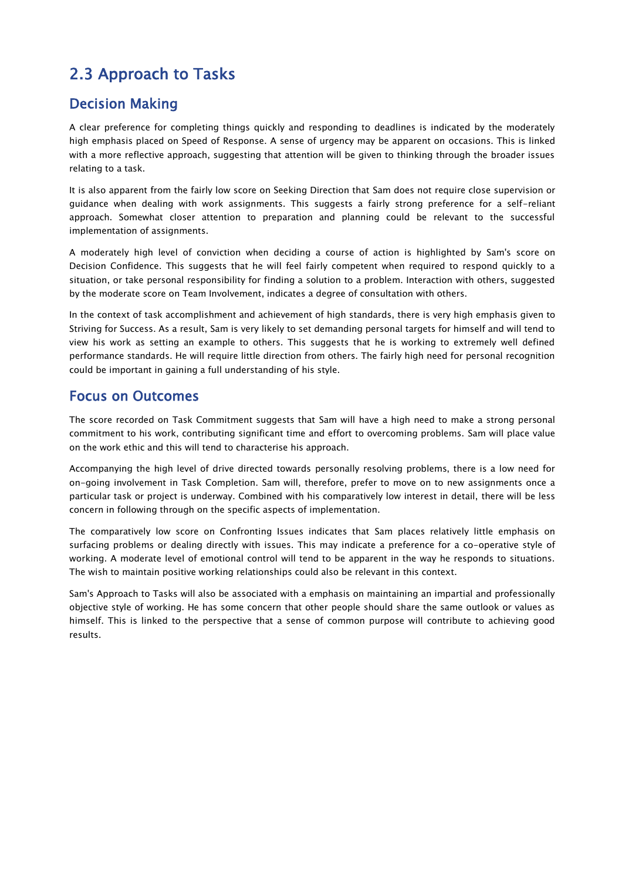## 2.3 Approach to Tasks

### Decision Making

A clear preference for completing things quickly and responding to deadlines is indicated by the moderately high emphasis placed on Speed of Response. A sense of urgency may be apparent on occasions. This is linked with a more reflective approach, suggesting that attention will be given to thinking through the broader issues relating to a task.

It is also apparent from the fairly low score on Seeking Direction that Sam does not require close supervision or guidance when dealing with work assignments. This suggests a fairly strong preference for a self-reliant approach. Somewhat closer attention to preparation and planning could be relevant to the successful implementation of assignments.

A moderately high level of conviction when deciding a course of action is highlighted by Sam's score on Decision Confidence. This suggests that he will feel fairly competent when required to respond quickly to a situation, or take personal responsibility for finding a solution to a problem. Interaction with others, suggested by the moderate score on Team Involvement, indicates a degree of consultation with others.

In the context of task accomplishment and achievement of high standards, there is very high emphasis given to Striving for Success. As a result, Sam is very likely to set demanding personal targets for himself and will tend to view his work as setting an example to others. This suggests that he is working to extremely well defined performance standards. He will require little direction from others. The fairly high need for personal recognition could be important in gaining a full understanding of his style.

### Focus on Outcomes

The score recorded on Task Commitment suggests that Sam will have a high need to make a strong personal commitment to his work, contributing significant time and effort to overcoming problems. Sam will place value on the work ethic and this will tend to characterise his approach.

Accompanying the high level of drive directed towards personally resolving problems, there is a low need for on-going involvement in Task Completion. Sam will, therefore, prefer to move on to new assignments once a particular task or project is underway. Combined with his comparatively low interest in detail, there will be less concern in following through on the specific aspects of implementation.

The comparatively low score on Confronting Issues indicates that Sam places relatively little emphasis on surfacing problems or dealing directly with issues. This may indicate a preference for a co-operative style of working. A moderate level of emotional control will tend to be apparent in the way he responds to situations. The wish to maintain positive working relationships could also be relevant in this context.

Sam's Approach to Tasks will also be associated with a emphasis on maintaining an impartial and professionally objective style of working. He has some concern that other people should share the same outlook or values as himself. This is linked to the perspective that a sense of common purpose will contribute to achieving good results.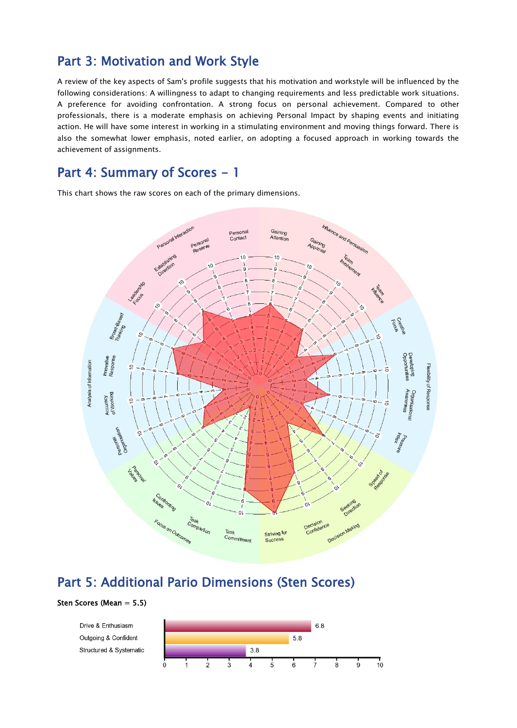## Part 3: Motivation and Work Style

A review of the key aspects of Sam's profile suggests that his motivation and workstyle will be influenced by the following considerations: A willingness to adapt to changing requirements and less predictable work situations. A preference for avoiding confrontation. A strong focus on personal achievement. Compared to other professionals, there is a moderate emphasis on achieving Personal Impact by shaping events and initiating action. He will have some interest in working in a stimulating environment and moving things forward. There is also the somewhat lower emphasis, noted earlier, on adopting a focused approach in working towards the achievement of assignments.

## Part 4: Summary of Scores - 1

This chart shows the raw scores on each of the primary dimensions.

Personal Interaction
Leadership Focus
Establishing Direction
Personal Reserve
Personal Contact
Gaining Attention
Influence and Persuasion
Gaining Approval
Team Involvement
Team Influence
Flexibility of Response
Creative Focus
Developing Opportunities
Organisational Awareness
Pressure Index
Decision Making
Speed of Response
Seeking Direction
Decision Confidence
Striving for Success
Focus on Outcomes
Task Commitment
Task Completion
Confronting Issues
Personal Values
Analysis of Information
Personal Organisation
Accuracy of Working
Innovative Response
Broad-Based Thinking

## Part 5: Additional Pario Dimensions (Sten Scores)

**Sten Scores (Mean = 5.5)**

Drive & Enthusiasm 6.8
Outgoing & Confident 5.8
Structured & Systematic 3.8

0 1 2 3 4 5 6 7 8 9 10